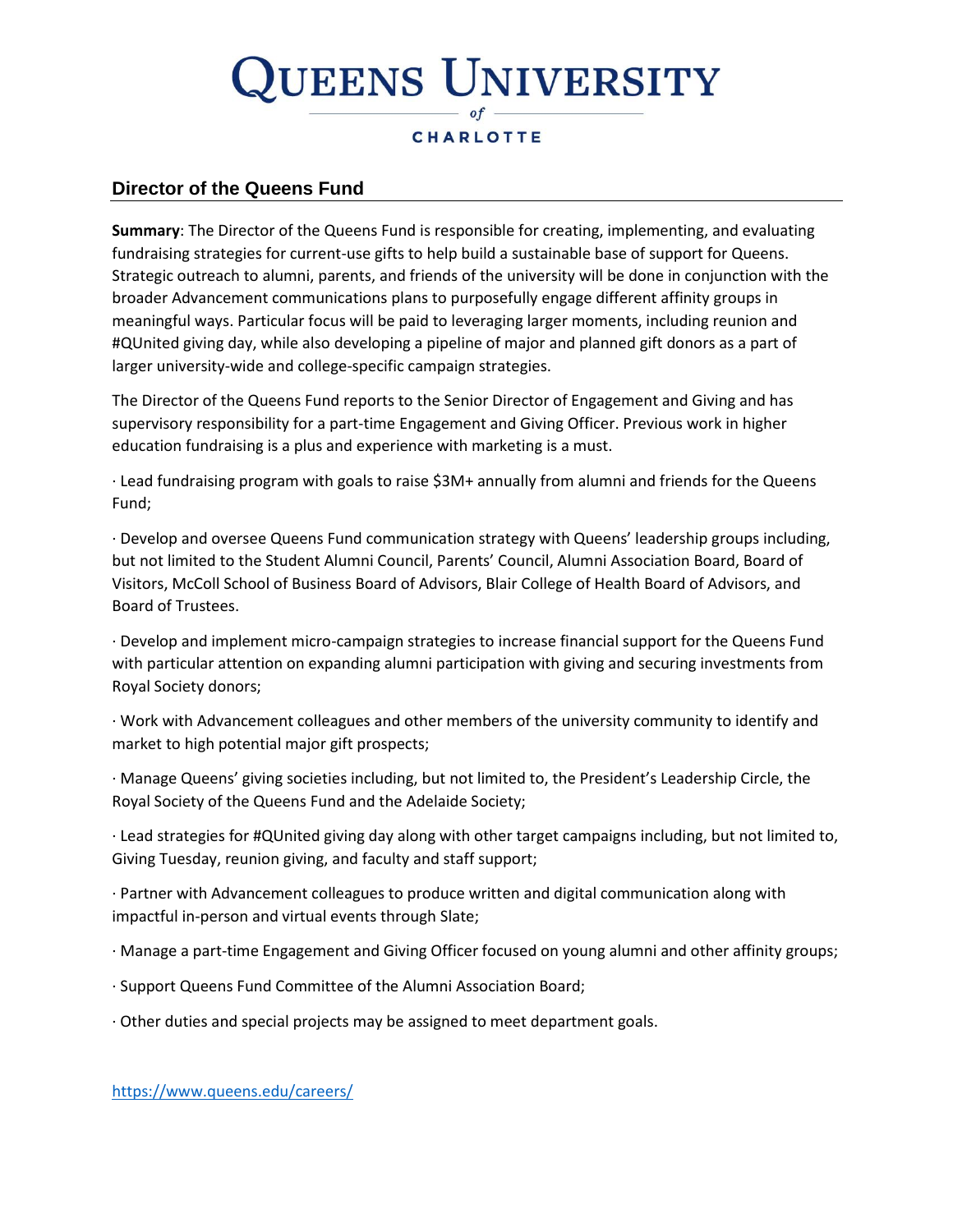# QUEENS UNIVERSITY of CHARLOTTE

## Director of the Queens Fund

**Summary**: The Director of the Queens Fund is responsible for creating, implementing, and evaluating fundraising strategies for current-use gifts to help build a sustainable base of support for Queens. Strategic outreach to alumni, parents, and friends of the university will be done in conjunction with the broader Advancement communications plans to purposefully engage different affinity groups in meaningful ways. Particular focus will be paid to leveraging larger moments, including reunion and #QUnited giving day, while also developing a pipeline of major and planned gift donors as a part of larger university-wide and college-specific campaign strategies.

The Director of the Queens Fund reports to the Senior Director of Engagement and Giving and has supervisory responsibility for a part-time Engagement and Giving Officer. Previous work in higher education fundraising is a plus and experience with marketing is a must.

· Lead fundraising program with goals to raise $3M+ annually from alumni and friends for the Queens Fund;

· Develop and oversee Queens Fund communication strategy with Queens' leadership groups including, but not limited to the Student Alumni Council, Parents' Council, Alumni Association Board, Board of Visitors, McColl School of Business Board of Advisors, Blair College of Health Board of Advisors, and Board of Trustees.

· Develop and implement micro-campaign strategies to increase financial support for the Queens Fund with particular attention on expanding alumni participation with giving and securing investments from Royal Society donors;

· Work with Advancement colleagues and other members of the university community to identify and market to high potential major gift prospects;

· Manage Queens' giving societies including, but not limited to, the President's Leadership Circle, the Royal Society of the Queens Fund and the Adelaide Society;

· Lead strategies for #QUnited giving day along with other target campaigns including, but not limited to, Giving Tuesday, reunion giving, and faculty and staff support;

· Partner with Advancement colleagues to produce written and digital communication along with impactful in-person and virtual events through Slate;

· Manage a part-time Engagement and Giving Officer focused on young alumni and other affinity groups;

· Support Queens Fund Committee of the Alumni Association Board;

· Other duties and special projects may be assigned to meet department goals.

https://www.queens.edu/careers/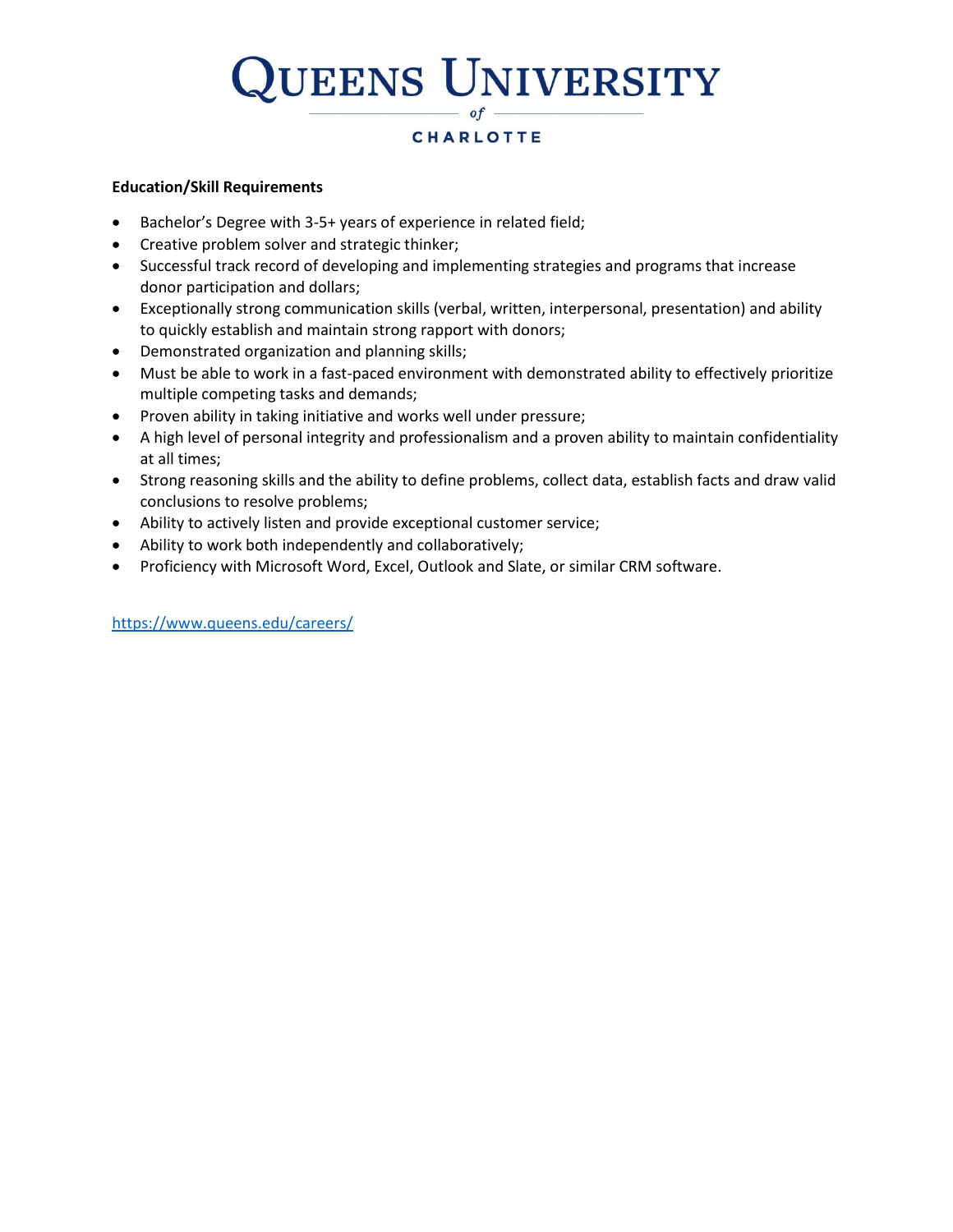**Education/Skill Requirements**

- Bachelor's Degree with 3-5+ years of experience in related field;
- Creative problem solver and strategic thinker;
- Successful track record of developing and implementing strategies and programs that increase donor participation and dollars;
- Exceptionally strong communication skills (verbal, written, interpersonal, presentation) and ability to quickly establish and maintain strong rapport with donors;
- Demonstrated organization and planning skills;
- Must be able to work in a fast-paced environment with demonstrated ability to effectively prioritize multiple competing tasks and demands;
- Proven ability in taking initiative and works well under pressure;
- A high level of personal integrity and professionalism and a proven ability to maintain confidentiality at all times;
- Strong reasoning skills and the ability to define problems, collect data, establish facts and draw valid conclusions to resolve problems;
- Ability to actively listen and provide exceptional customer service;
- Ability to work both independently and collaboratively;
- Proficiency with Microsoft Word, Excel, Outlook and Slate, or similar CRM software.

https://www.queens.edu/careers/